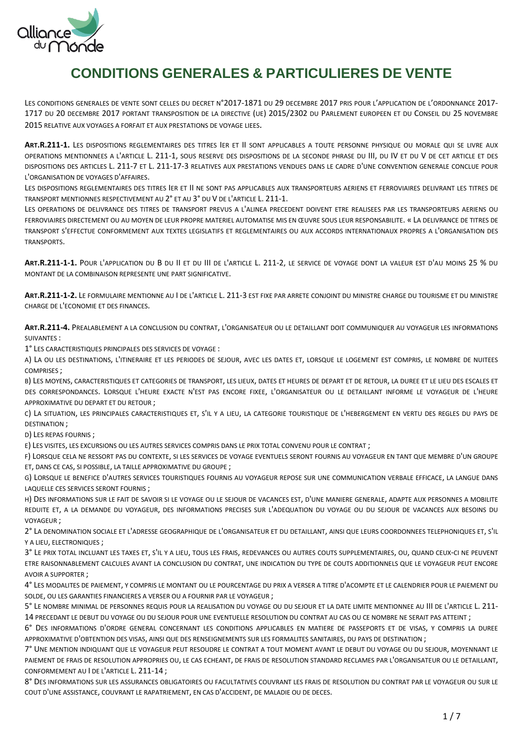# CONDITIONS GENERALES & PARTICULIERES DE VENTE

LES CONDITIONS GENERALES DE VENTE SONT CELLES DU DECRET N°2017-1871 DU 29 DECEMBRE 2017 PRIS POUR L'APPLICATION DE L'ORDONNANCE 2017-1717 DU 20 DECEMBRE 2017 PORTANT TRANSPOSITION DE LA DIRECTIVE (UE) 2015/2302 DU PARLEMENT EUROPEEN ET DU CONSEIL DU 25 NOVEMBRE 2015 RELATIVE AUX VOYAGES A FORFAIT ET AUX PRESTATIONS DE VOYAGE LIEES.

**ART.R.211-1.** LES DISPOSITIONS REGLEMENTAIRES DES TITRES IER ET II SONT APPLICABLES A TOUTE PERSONNE PHYSIQUE OU MORALE QUI SE LIVRE AUX OPERATIONS MENTIONNEES A L'ARTICLE L. 211-1, SOUS RESERVE DES DISPOSITIONS DE LA SECONDE PHRASE DU III, DU IV ET DU V DE CET ARTICLE ET DES DISPOSITIONS DES ARTICLES L. 211-7 ET L. 211-17-3 RELATIVES AUX PRESTATIONS VENDUES DANS LE CADRE D'UNE CONVENTION GENERALE CONCLUE POUR L'ORGANISATION DE VOYAGES D'AFFAIRES.

LES DISPOSITIONS REGLEMENTAIRES DES TITRES IER ET II NE SONT PAS APPLICABLES AUX TRANSPORTEURS AERIENS ET FERROVIAIRES DELIVRANT LES TITRES DE TRANSPORT MENTIONNES RESPECTIVEMENT AU 2° ET AU 3° DU V DE L'ARTICLE L. 211-1.

LES OPERATIONS DE DELIVRANCE DES TITRES DE TRANSPORT PREVUS A L'ALINEA PRECEDENT DOIVENT ETRE REALISEES PAR LES TRANSPORTEURS AERIENS OU FERROVIAIRES DIRECTEMENT OU AU MOYEN DE LEUR PROPRE MATERIEL AUTOMATISE MIS EN ŒUVRE SOUS LEUR RESPONSABILITE. « LA DELIVRANCE DE TITRES DE TRANSPORT S'EFFECTUE CONFORMEMENT AUX TEXTES LEGISLATIFS ET REGLEMENTAIRES OU AUX ACCORDS INTERNATIONAUX PROPRES A L'ORGANISATION DES TRANSPORTS.

**ART.R.211-1-1.** POUR L'APPLICATION DU B DU II ET DU III DE L'ARTICLE L. 211-2, LE SERVICE DE VOYAGE DONT LA VALEUR EST D'AU MOINS 25 % DU MONTANT DE LA COMBINAISON REPRESENTE UNE PART SIGNIFICATIVE.

**ART.R.211-1-2.** LE FORMULAIRE MENTIONNE AU I DE L'ARTICLE L. 211-3 EST FIXE PAR ARRETE CONJOINT DU MINISTRE CHARGE DU TOURISME ET DU MINISTRE CHARGE DE L'ECONOMIE ET DES FINANCES.

**ART.R.211-4.** PREALABLEMENT A LA CONCLUSION DU CONTRAT, L'ORGANISATEUR OU LE DETAILLANT DOIT COMMUNIQUER AU VOYAGEUR LES INFORMATIONS SUIVANTES :

1° LES CARACTERISTIQUES PRINCIPALES DES SERVICES DE VOYAGE :

A) LA OU LES DESTINATIONS, L'ITINERAIRE ET LES PERIODES DE SEJOUR, AVEC LES DATES ET, LORSQUE LE LOGEMENT EST COMPRIS, LE NOMBRE DE NUITEES COMPRISES ;

B) LES MOYENS, CARACTERISTIQUES ET CATEGORIES DE TRANSPORT, LES LIEUX, DATES ET HEURES DE DEPART ET DE RETOUR, LA DUREE ET LE LIEU DES ESCALES ET DES CORRESPONDANCES. LORSQUE L'HEURE EXACTE N'EST PAS ENCORE FIXEE, L'ORGANISATEUR OU LE DETAILLANT INFORME LE VOYAGEUR DE L'HEURE APPROXIMATIVE DU DEPART ET DU RETOUR ;

C) LA SITUATION, LES PRINCIPALES CARACTERISTIQUES ET, S'IL Y A LIEU, LA CATEGORIE TOURISTIQUE DE L'HEBERGEMENT EN VERTU DES REGLES DU PAYS DE DESTINATION ;

D) LES REPAS FOURNIS ;

E) LES VISITES, LES EXCURSIONS OU LES AUTRES SERVICES COMPRIS DANS LE PRIX TOTAL CONVENU POUR LE CONTRAT ;

F) LORSQUE CELA NE RESSORT PAS DU CONTEXTE, SI LES SERVICES DE VOYAGE EVENTUELS SERONT FOURNIS AU VOYAGEUR EN TANT QUE MEMBRE D'UN GROUPE ET, DANS CE CAS, SI POSSIBLE, LA TAILLE APPROXIMATIVE DU GROUPE ;

G) LORSQUE LE BENEFICE D'AUTRES SERVICES TOURISTIQUES FOURNIS AU VOYAGEUR REPOSE SUR UNE COMMUNICATION VERBALE EFFICACE, LA LANGUE DANS LAQUELLE CES SERVICES SERONT FOURNIS ;

H) DES INFORMATIONS SUR LE FAIT DE SAVOIR SI LE VOYAGE OU LE SEJOUR DE VACANCES EST, D'UNE MANIERE GENERALE, ADAPTE AUX PERSONNES A MOBILITE REDUITE ET, A LA DEMANDE DU VOYAGEUR, DES INFORMATIONS PRECISES SUR L'ADEQUATION DU VOYAGE OU DU SEJOUR DE VACANCES AUX BESOINS DU VOYAGEUR ;

2° LA DENOMINATION SOCIALE ET L'ADRESSE GEOGRAPHIQUE DE L'ORGANISATEUR ET DU DETAILLANT, AINSI QUE LEURS COORDONNEES TELEPHONIQUES ET, S'IL Y A LIEU, ELECTRONIQUES ;

3° LE PRIX TOTAL INCLUANT LES TAXES ET, S'IL Y A LIEU, TOUS LES FRAIS, REDEVANCES OU AUTRES COUTS SUPPLEMENTAIRES, OU, QUAND CEUX-CI NE PEUVENT ETRE RAISONNABLEMENT CALCULES AVANT LA CONCLUSION DU CONTRAT, UNE INDICATION DU TYPE DE COUTS ADDITIONNELS QUE LE VOYAGEUR PEUT ENCORE AVOIR A SUPPORTER ;

4° LES MODALITES DE PAIEMENT, Y COMPRIS LE MONTANT OU LE POURCENTAGE DU PRIX A VERSER A TITRE D'ACOMPTE ET LE CALENDRIER POUR LE PAIEMENT DU SOLDE, OU LES GARANTIES FINANCIERES A VERSER OU A FOURNIR PAR LE VOYAGEUR ;

5° LE NOMBRE MINIMAL DE PERSONNES REQUIS POUR LA REALISATION DU VOYAGE OU DU SEJOUR ET LA DATE LIMITE MENTIONNEE AU III DE L'ARTICLE L. 211-14 PRECEDANT LE DEBUT DU VOYAGE OU DU SEJOUR POUR UNE EVENTUELLE RESOLUTION DU CONTRAT AU CAS OU CE NOMBRE NE SERAIT PAS ATTEINT ;

6° DES INFORMATIONS D'ORDRE GENERAL CONCERNANT LES CONDITIONS APPLICABLES EN MATIERE DE PASSEPORTS ET DE VISAS, Y COMPRIS LA DUREE APPROXIMATIVE D'OBTENTION DES VISAS, AINSI QUE DES RENSEIGNEMENTS SUR LES FORMALITES SANITAIRES, DU PAYS DE DESTINATION ;

7° UNE MENTION INDIQUANT QUE LE VOYAGEUR PEUT RESOUDRE LE CONTRAT A TOUT MOMENT AVANT LE DEBUT DU VOYAGE OU DU SEJOUR, MOYENNANT LE PAIEMENT DE FRAIS DE RESOLUTION APPROPRIES OU, LE CAS ECHEANT, DE FRAIS DE RESOLUTION STANDARD RECLAMES PAR L'ORGANISATEUR OU LE DETAILLANT, CONFORMEMENT AU I DE L'ARTICLE L. 211-14 ;

8° DES INFORMATIONS SUR LES ASSURANCES OBLIGATOIRES OU FACULTATIVES COUVRANT LES FRAIS DE RESOLUTION DU CONTRAT PAR LE VOYAGEUR OU SUR LE COUT D'UNE ASSISTANCE, COUVRANT LE RAPATRIEMENT, EN CAS D'ACCIDENT, DE MALADIE OU DE DECES.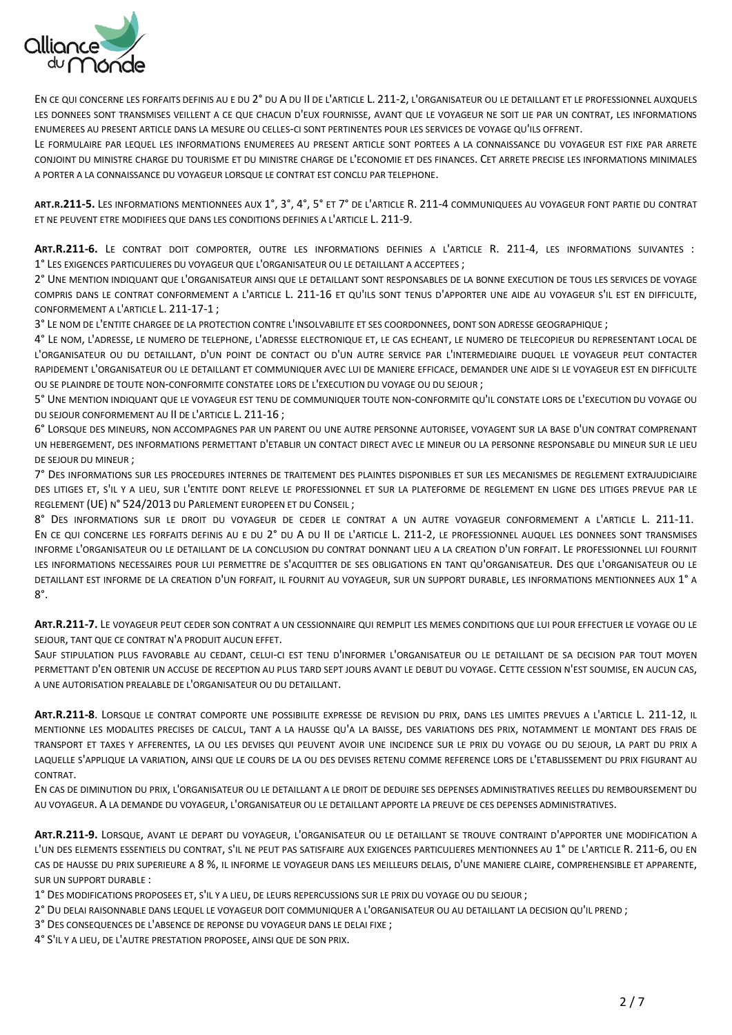En ce qui concerne les forfaits definis au e du 2° du A du II de l'article L. 211-2, l'organisateur ou le detaillant et le professionnel auxquels les donnees sont transmises veillent a ce que chacun d'eux fournisse, avant que le voyageur ne soit lie par un contrat, les informations enumerees au present article dans la mesure ou celles-ci sont pertinentes pour les services de voyage qu'ils offrent.

Le formulaire par lequel les informations enumerees au present article sont portees a la connaissance du voyageur est fixe par arrete conjoint du ministre charge du tourisme et du ministre charge de l'economie et des finances. Cet arrete precise les informations minimales a porter a la connaissance du voyageur lorsque le contrat est conclu par telephone.

**Art.R.211-5.** Les informations mentionnees aux 1°, 3°, 4°, 5° et 7° de l'article R. 211-4 communiquees au voyageur font partie du contrat et ne peuvent etre modifiees que dans les conditions definies a l'article L. 211-9.

**Art.R.211-6.** Le contrat doit comporter, outre les informations definies a l'article R. 211-4, les informations suivantes :

1° Les exigences particulieres du voyageur que l'organisateur ou le detaillant a acceptees ;

2° Une mention indiquant que l'organisateur ainsi que le detaillant sont responsables de la bonne execution de tous les services de voyage compris dans le contrat conformement a l'article L. 211-16 et qu'ils sont tenus d'apporter une aide au voyageur s'il est en difficulte, conformement a l'article L. 211-17-1 ;

3° Le nom de l'entite chargee de la protection contre l'insolvabilite et ses coordonnees, dont son adresse geographique ;

4° Le nom, l'adresse, le numero de telephone, l'adresse electronique et, le cas echeant, le numero de telecopieur du representant local de l'organisateur ou du detaillant, d'un point de contact ou d'un autre service par l'intermediaire duquel le voyageur peut contacter rapidement l'organisateur ou le detaillant et communiquer avec lui de maniere efficace, demander une aide si le voyageur est en difficulte ou se plaindre de toute non-conformite constatee lors de l'execution du voyage ou du sejour ;

5° Une mention indiquant que le voyageur est tenu de communiquer toute non-conformite qu'il constate lors de l'execution du voyage ou du sejour conformement au II de l'article L. 211-16 ;

6° Lorsque des mineurs, non accompagnes par un parent ou une autre personne autorisee, voyagent sur la base d'un contrat comprenant un hebergement, des informations permettant d'etablir un contact direct avec le mineur ou la personne responsable du mineur sur le lieu de sejour du mineur ;

7° Des informations sur les procedures internes de traitement des plaintes disponibles et sur les mecanismes de reglement extrajudiciaire des litiges et, s'il y a lieu, sur l'entite dont releve le professionnel et sur la plateforme de reglement en ligne des litiges prevue par le reglement (UE) n° 524/2013 du Parlement europeen et du Conseil ;

8° Des informations sur le droit du voyageur de ceder le contrat a un autre voyageur conformement a l'article L. 211-11.

En ce qui concerne les forfaits definis au e du 2° du A du II de l'article L. 211-2, le professionnel auquel les donnees sont transmises informe l'organisateur ou le detaillant de la conclusion du contrat donnant lieu a la creation d'un forfait. Le professionnel lui fournit les informations necessaires pour lui permettre de s'acquitter de ses obligations en tant qu'organisateur. Des que l'organisateur ou le detaillant est informe de la creation d'un forfait, il fournit au voyageur, sur un support durable, les informations mentionnees aux 1° a 8°.

**Art.R.211-7.** Le voyageur peut ceder son contrat a un cessionnaire qui remplit les memes conditions que lui pour effectuer le voyage ou le sejour, tant que ce contrat n'a produit aucun effet.

Sauf stipulation plus favorable au cedant, celui-ci est tenu d'informer l'organisateur ou le detaillant de sa decision par tout moyen permettant d'en obtenir un accuse de reception au plus tard sept jours avant le debut du voyage. Cette cession n'est soumise, en aucun cas, a une autorisation prealable de l'organisateur ou du detaillant.

**Art.R.211-8**. Lorsque le contrat comporte une possibilite expresse de revision du prix, dans les limites prevues a l'article L. 211-12, il mentionne les modalites precises de calcul, tant a la hausse qu'a la baisse, des variations des prix, notamment le montant des frais de transport et taxes y afferentes, la ou les devises qui peuvent avoir une incidence sur le prix du voyage ou du sejour, la part du prix a laquelle s'applique la variation, ainsi que le cours de la ou des devises retenu comme reference lors de l'etablissement du prix figurant au contrat.

En cas de diminution du prix, l'organisateur ou le detaillant a le droit de deduire ses depenses administratives reelles du remboursement du au voyageur. A la demande du voyageur, l'organisateur ou le detaillant apporte la preuve de ces depenses administratives.

**Art.R.211-9.** Lorsque, avant le depart du voyageur, l'organisateur ou le detaillant se trouve contraint d'apporter une modification a l'un des elements essentiels du contrat, s'il ne peut pas satisfaire aux exigences particulieres mentionnees au 1° de l'article R. 211-6, ou en cas de hausse du prix superieure a 8 %, il informe le voyageur dans les meilleurs delais, d'une maniere claire, comprehensible et apparente, sur un support durable :

1° Des modifications proposees et, s'il y a lieu, de leurs repercussions sur le prix du voyage ou du sejour ;

2° Du delai raisonnable dans lequel le voyageur doit communiquer a l'organisateur ou au detaillant la decision qu'il prend ;

3° Des consequences de l'absence de reponse du voyageur dans le delai fixe ;

4° S'il y a lieu, de l'autre prestation proposee, ainsi que de son prix.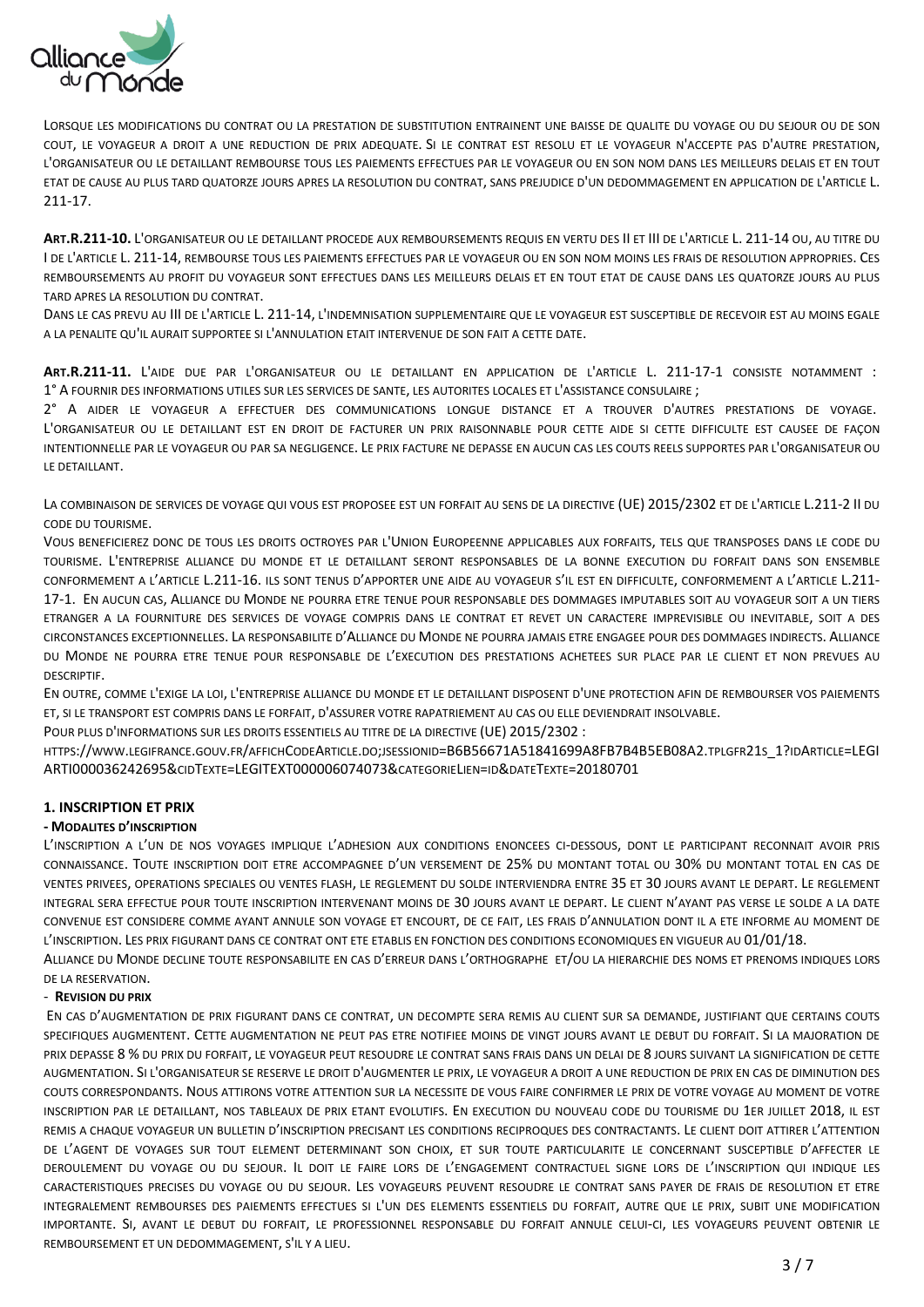Lorsque les modifications du contrat ou la prestation de substitution entrainent une baisse de qualite du voyage ou du sejour ou de son cout, le voyageur a droit a une reduction de prix adequate. Si le contrat est resolu et le voyageur n'accepte pas d'autre prestation, l'organisateur ou le detaillant rembourse tous les paiements effectues par le voyageur ou en son nom dans les meilleurs delais et en tout etat de cause au plus tard quatorze jours apres la resolution du contrat, sans prejudice d'un dedommagement en application de l'article L. 211-17.

**Art.R.211-10.** L'organisateur ou le detaillant procede aux remboursements requis en vertu des II et III de l'article L. 211-14 ou, au titre du I de l'article L. 211-14, rembourse tous les paiements effectues par le voyageur ou en son nom moins les frais de resolution appropries. Ces remboursements au profit du voyageur sont effectues dans les meilleurs delais et en tout etat de cause dans les quatorze jours au plus tard apres la resolution du contrat.

Dans le cas prevu au III de l'article L. 211-14, l'indemnisation supplementaire que le voyageur est susceptible de recevoir est au moins egale a la penalite qu'il aurait supportee si l'annulation etait intervenue de son fait a cette date.

**Art.R.211-11.** L'aide due par l'organisateur ou le detaillant en application de l'article L. 211-17-1 consiste notamment :

1° A fournir des informations utiles sur les services de sante, les autorites locales et l'assistance consulaire ;

2° A aider le voyageur a effectuer des communications longue distance et a trouver d'autres prestations de voyage. L'organisateur ou le detaillant est en droit de facturer un prix raisonnable pour cette aide si cette difficulte est causee de façon intentionnelle par le voyageur ou par sa negligence. Le prix facture ne depasse en aucun cas les couts reels supportes par l'organisateur ou le detaillant.

La combinaison de services de voyage qui vous est proposee est un forfait au sens de la directive (UE) 2015/2302 et de l'article L.211-2 II du code du tourisme.

Vous beneficierez donc de tous les droits octroyes par l'Union Europeenne applicables aux forfaits, tels que transposes dans le code du tourisme. L'entreprise alliance du monde et le detaillant seront responsables de la bonne execution du forfait dans son ensemble conformement a l'article L.211-16. ils sont tenus d'apporter une aide au voyageur s'il est en difficulte, conformement a l'article L.211-17-1. En aucun cas, Alliance du Monde ne pourra etre tenue pour responsable des dommages imputables soit au voyageur soit a un tiers etranger a la fourniture des services de voyage compris dans le contrat et revet un caractere imprevisible ou inevitable, soit a des circonstances exceptionnelles. La responsabilite d'Alliance du Monde ne pourra jamais etre engagee pour des dommages indirects. Alliance du Monde ne pourra etre tenue pour responsable de l'execution des prestations achetees sur place par le client et non prevues au descriptif.

En outre, comme l'exige la loi, l'entreprise alliance du monde et le detaillant disposent d'une protection afin de rembourser vos paiements et, si le transport est compris dans le forfait, d'assurer votre rapatriement au cas ou elle deviendrait insolvable.

Pour plus d'informations sur les droits essentiels au titre de la directive (UE) 2015/2302 :

https://www.legifrance.gouv.fr/affichCodeArticle.do;jsessionid=B6B56671A51841699A8FB7B4B5EB08A2.tplgfr21s_1?idArticle=LEGIARTI000036242695&cidTexte=LEGITEXT000006074073&categorieLien=id&dateTexte=20180701

## 1. INSCRIPTION ET PRIX

**- Modalites d'inscription**

L'inscription a l'un de nos voyages implique l'adhesion aux conditions enoncees ci-dessous, dont le participant reconnait avoir pris connaissance. Toute inscription doit etre accompagnee d'un versement de 25% du montant total ou 30% du montant total en cas de ventes privees, operations speciales ou ventes flash, le reglement du solde interviendra entre 35 et 30 jours avant le depart. Le reglement integral sera effectue pour toute inscription intervenant moins de 30 jours avant le depart. Le client n'ayant pas verse le solde a la date convenue est considere comme ayant annule son voyage et encourt, de ce fait, les frais d'annulation dont il a ete informe au moment de l'inscription. Les prix figurant dans ce contrat ont ete etablis en fonction des conditions economiques en vigueur au 01/01/18.

Alliance du Monde decline toute responsabilite en cas d'erreur dans l'orthographe et/ou la hierarchie des noms et prenoms indiques lors de la reservation.

**- Revision du prix**

En cas d'augmentation de prix figurant dans ce contrat, un decompte sera remis au client sur sa demande, justifiant que certains couts specifiques augmentent. Cette augmentation ne peut pas etre notifiee moins de vingt jours avant le debut du forfait. Si la majoration de prix depasse 8 % du prix du forfait, le voyageur peut resoudre le contrat sans frais dans un delai de 8 jours suivant la signification de cette augmentation. Si l'organisateur se reserve le droit d'augmenter le prix, le voyageur a droit a une reduction de prix en cas de diminution des couts correspondants. Nous attirons votre attention sur la necessite de vous faire confirmer le prix de votre voyage au moment de votre inscription par le detaillant, nos tableaux de prix etant evolutifs. En execution du nouveau code du tourisme du 1er juillet 2018, il est remis a chaque voyageur un bulletin d'inscription precisant les conditions reciproques des contractants. Le client doit attirer l'attention de l'agent de voyages sur tout element determinant son choix, et sur toute particularite le concernant susceptible d'affecter le deroulement du voyage ou du sejour. Il doit le faire lors de l'engagement contractuel signe lors de l'inscription qui indique les caracteristiques precises du voyage ou du sejour. Les voyageurs peuvent resoudre le contrat sans payer de frais de resolution et etre integralement rembourses des paiements effectues si l'un des elements essentiels du forfait, autre que le prix, subit une modification importante. Si, avant le debut du forfait, le professionnel responsable du forfait annule celui-ci, les voyageurs peuvent obtenir le remboursement et un dedommagement, s'il y a lieu.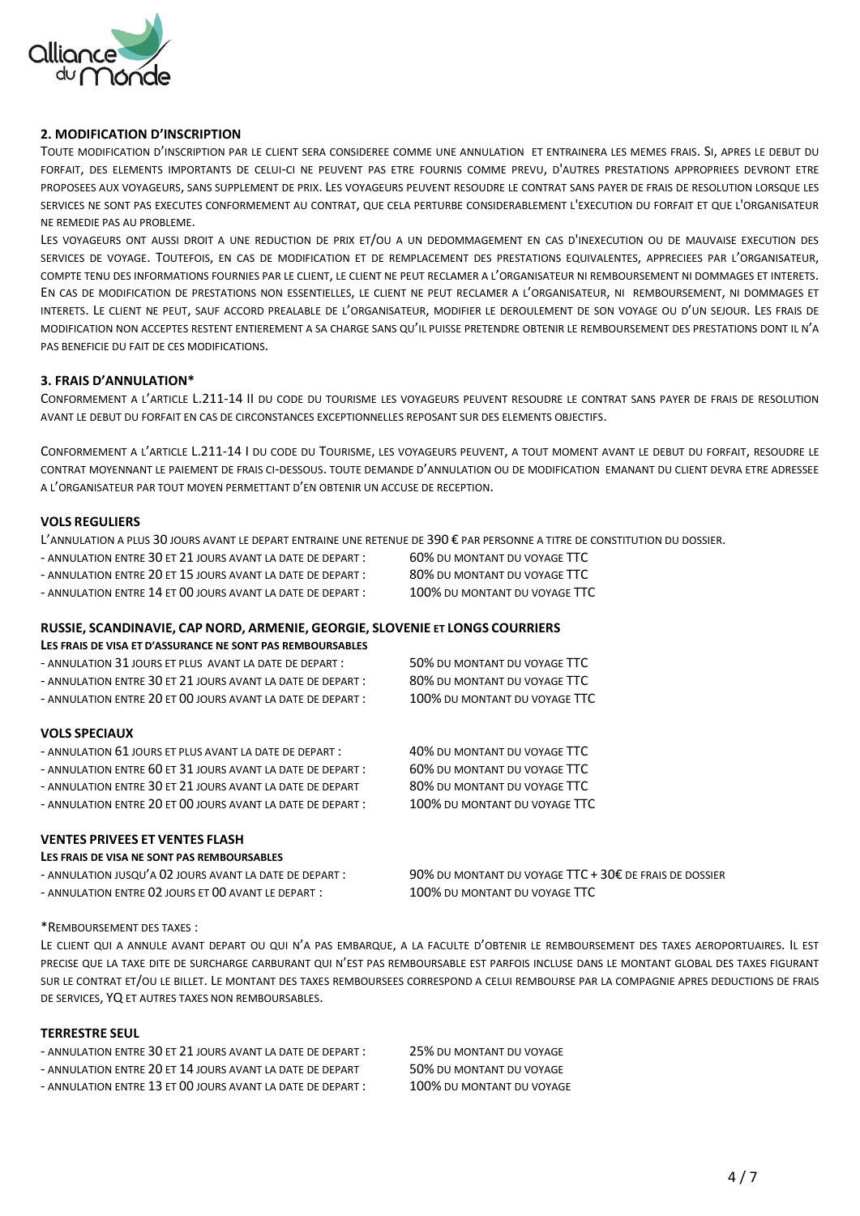## 2. MODIFICATION D'INSCRIPTION

Toute modification d'inscription par le client sera consideree comme une annulation et entrainera les memes frais. Si, apres le debut du forfait, des elements importants de celui-ci ne peuvent pas etre fournis comme prevu, d'autres prestations appropriees devront etre proposees aux voyageurs, sans supplement de prix. Les voyageurs peuvent resoudre le contrat sans payer de frais de resolution lorsque les services ne sont pas executes conformement au contrat, que cela perturbe considerablement l'execution du forfait et que l'organisateur ne remedie pas au probleme.

Les voyageurs ont aussi droit a une reduction de prix et/ou a un dedommagement en cas d'inexecution ou de mauvaise execution des services de voyage. Toutefois, en cas de modification et de remplacement des prestations equivalentes, appreciees par l'organisateur, compte tenu des informations fournies par le client, le client ne peut reclamer a l'organisateur ni remboursement ni dommages et interets. En cas de modification de prestations non essentielles, le client ne peut reclamer a l'organisateur, ni remboursement, ni dommages et interets. Le client ne peut, sauf accord prealable de l'organisateur, modifier le deroulement de son voyage ou d'un sejour. Les frais de modification non acceptes restent entierement a sa charge sans qu'il puisse pretendre obtenir le remboursement des prestations dont il n'a pas beneficie du fait de ces modifications.

## 3. FRAIS D'ANNULATION*

Conformement a l'article L.211-14 II du code du tourisme les voyageurs peuvent resoudre le contrat sans payer de frais de resolution avant le debut du forfait en cas de circonstances exceptionnelles reposant sur des elements objectifs.

Conformement a l'article L.211-14 I du code du Tourisme, les voyageurs peuvent, a tout moment avant le debut du forfait, resoudre le contrat moyennant le paiement de frais ci-dessous. Toute demande d'annulation ou de modification emanant du client devra etre adressee a l'organisateur par tout moyen permettant d'en obtenir un accuse de reception.

### VOLS REGULIERS

L'annulation a plus 30 jours avant le depart entraine une retenue de 390 € par personne a titre de constitution du dossier.

| | |
|---|---|
| - Annulation entre 30 et 21 jours avant la date de depart : | 60% du montant du voyage TTC |
| - Annulation entre 20 et 15 jours avant la date de depart : | 80% du montant du voyage TTC |
| - Annulation entre 14 et 00 jours avant la date de depart : | 100% du montant du voyage TTC |

### RUSSIE, SCANDINAVIE, CAP NORD, ARMENIE, GEORGIE, SLOVENIE et LONGS COURRIERS

**Les frais de visa et d'assurance ne sont pas remboursables**

| | |
|---|---|
| - Annulation 31 jours et plus avant la date de depart : | 50% du montant du voyage TTC |
| - Annulation entre 30 et 21 jours avant la date de depart : | 80% du montant du voyage TTC |
| - Annulation entre 20 et 00 jours avant la date de depart : | 100% du montant du voyage TTC |

### VOLS SPECIAUX

| | |
|---|---|
| - Annulation 61 jours et plus avant la date de depart : | 40% du montant du voyage TTC |
| - Annulation entre 60 et 31 jours avant la date de depart : | 60% du montant du voyage TTC |
| - Annulation entre 30 et 21 jours avant la date de depart | 80% du montant du voyage TTC |
| - Annulation entre 20 et 00 jours avant la date de depart : | 100% du montant du voyage TTC |

### VENTES PRIVEES ET VENTES FLASH

**Les frais de visa ne sont pas remboursables**

| | |
|---|---|
| - Annulation jusqu'a 02 jours avant la date de depart : | 90% du montant du voyage TTC + 30€ de frais de dossier |
| - Annulation entre 02 jours et 00 avant le depart : | 100% du montant du voyage TTC |

*Remboursement des taxes :

Le client qui a annule avant depart ou qui n'a pas embarque, a la faculte d'obtenir le remboursement des taxes aeroportuaires. Il est precise que la taxe dite de surcharge carburant qui n'est pas remboursable est parfois incluse dans le montant global des taxes figurant sur le contrat et/ou le billet. Le montant des taxes remboursees correspond a celui rembourse par la compagnie apres deductions de frais de services, YQ et autres taxes non remboursables.

### TERRESTRE SEUL

| | |
|---|---|
| - Annulation entre 30 et 21 jours avant la date de depart : | 25% du montant du voyage |
| - Annulation entre 20 et 14 jours avant la date de depart | 50% du montant du voyage |
| - Annulation entre 13 et 00 jours avant la date de depart : | 100% du montant du voyage |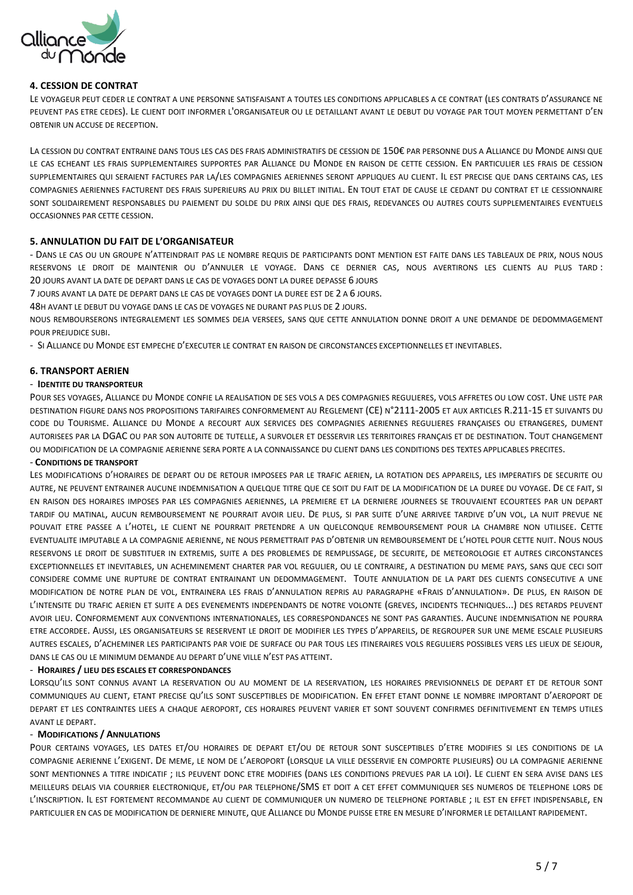## 4. CESSION DE CONTRAT

Le voyageur peut ceder le contrat a une personne satisfaisant a toutes les conditions applicables a ce contrat (les contrats d'assurance ne peuvent pas etre cedes). Le client doit informer l'organisateur ou le detaillant avant le debut du voyage par tout moyen permettant d'en obtenir un accuse de reception.

La cession du contrat entraine dans tous les cas des frais administratifs de cession de 150€ par personne dus a Alliance du Monde ainsi que le cas echeant les frais supplementaires supportes par Alliance du Monde en raison de cette cession. En particulier les frais de cession supplementaires qui seraient factures par la/les compagnies aeriennes seront appliques au client. Il est precise que dans certains cas, les compagnies aeriennes facturent des frais superieurs au prix du billet initial. En tout etat de cause le cedant du contrat et le cessionnaire sont solidairement responsables du paiement du solde du prix ainsi que des frais, redevances ou autres couts supplementaires eventuels occasionnes par cette cession.

## 5. ANNULATION DU FAIT DE L'ORGANISATEUR

- Dans le cas ou un groupe n'atteindrait pas le nombre requis de participants dont mention est faite dans les tableaux de prix, nous nous reservons le droit de maintenir ou d'annuler le voyage. Dans ce dernier cas, nous avertirons les clients au plus tard :

20 jours avant la date de depart dans le cas de voyages dont la duree depasse 6 jours

7 jours avant la date de depart dans le cas de voyages dont la duree est de 2 a 6 jours.

48h avant le debut du voyage dans le cas de voyages ne durant pas plus de 2 jours.

nous rembourserons integralement les sommes deja versees, sans que cette annulation donne droit a une demande de dedommagement pour prejudice subi.

- Si Alliance du Monde est empeche d'executer le contrat en raison de circonstances exceptionnelles et inevitables.

## 6. TRANSPORT AERIEN

- **Identite du transporteur**

Pour ses voyages, Alliance du Monde confie la realisation de ses vols a des compagnies regulieres, vols affretes ou low cost. Une liste par destination figure dans nos propositions tarifaires conformement au Reglement (CE) n°2111-2005 et aux articles R.211-15 et suivants du code du Tourisme. Alliance du Monde a recourt aux services des compagnies aeriennes regulieres françaises ou etrangeres, dument autorisees par la DGAC ou par son autorite de tutelle, a survoler et desservir les territoires français et de destination. Tout changement ou modification de la compagnie aerienne sera porte a la connaissance du client dans les conditions des textes applicables precites.

- **Conditions de transport**

Les modifications d'horaires de depart ou de retour imposees par le trafic aerien, la rotation des appareils, les imperatifs de securite ou autre, ne peuvent entrainer aucune indemnisation a quelque titre que ce soit du fait de la modification de la duree du voyage. De ce fait, si en raison des horaires imposes par les compagnies aeriennes, la premiere et la derniere journees se trouvaient ecourtees par un depart tardif ou matinal, aucun remboursement ne pourrait avoir lieu. De plus, si par suite d'une arrivee tardive d'un vol, la nuit prevue ne pouvait etre passee a l'hotel, le client ne pourrait pretendre a un quelconque remboursement pour la chambre non utilisee. Cette eventualite imputable a la compagnie aerienne, ne nous permettrait pas d'obtenir un remboursement de l'hotel pour cette nuit. Nous nous reservons le droit de substituer in extremis, suite a des problemes de remplissage, de securite, de meteorologie et autres circonstances exceptionnelles et inevitables, un acheminement charter par vol regulier, ou le contraire, a destination du meme pays, sans que ceci soit considere comme une rupture de contrat entrainant un dedommagement. Toute annulation de la part des clients consecutive a une modification de notre plan de vol, entrainera les frais d'annulation repris au paragraphe «Frais d'annulation». De plus, en raison de l'intensite du trafic aerien et suite a des evenements independants de notre volonte (greves, incidents techniques...) des retards peuvent avoir lieu. Conformement aux conventions internationales, les correspondances ne sont pas garanties. Aucune indemnisation ne pourra etre accordee. Aussi, les organisateurs se reservent le droit de modifier les types d'appareils, de regrouper sur une meme escale plusieurs autres escales, d'acheminer les participants par voie de surface ou par tous les itineraires vols reguliers possibles vers les lieux de sejour, dans le cas ou le minimum demande au depart d'une ville n'est pas atteint.

- **Horaires / lieu des escales et correspondances**

Lorsqu'ils sont connus avant la reservation ou au moment de la reservation, les horaires previsionnels de depart et de retour sont communiques au client, etant precise qu'ils sont susceptibles de modification. En effet etant donne le nombre important d'aeroport de depart et les contraintes liees a chaque aeroport, ces horaires peuvent varier et sont souvent confirmes definitivement en temps utiles avant le depart.

- **Modifications / Annulations**

Pour certains voyages, les dates et/ou horaires de depart et/ou de retour sont susceptibles d'etre modifies si les conditions de la compagnie aerienne l'exigent. De meme, le nom de l'aeroport (lorsque la ville desservie en comporte plusieurs) ou la compagnie aerienne sont mentionnes a titre indicatif ; ils peuvent donc etre modifies (dans les conditions prevues par la loi). Le client en sera avise dans les meilleurs delais via courrier electronique, et/ou par telephone/SMS et doit a cet effet communiquer ses numeros de telephone lors de l'inscription. Il est fortement recommande au client de communiquer un numero de telephone portable ; il est en effet indispensable, en particulier en cas de modification de derniere minute, que Alliance du Monde puisse etre en mesure d'informer le detaillant rapidement.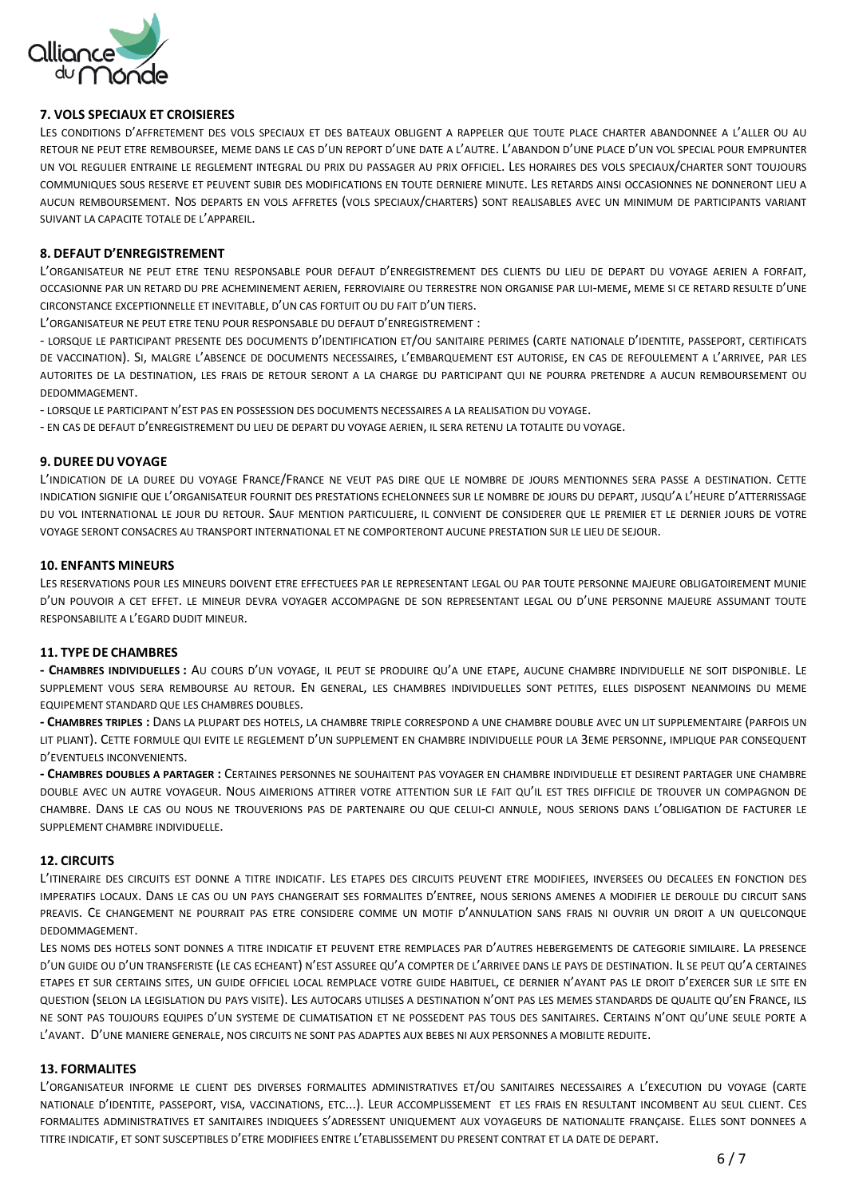## 7. VOLS SPECIAUX ET CROISIERES

Les conditions d'affretement des vols speciaux et des bateaux obligent a rappeler que toute place charter abandonnee a l'aller ou au retour ne peut etre remboursee, meme dans le cas d'un report d'une date a l'autre. L'abandon d'une place d'un vol special pour emprunter un vol regulier entraine le reglement integral du prix du passager au prix officiel. Les horaires des vols speciaux/charter sont toujours communiques sous reserve et peuvent subir des modifications en toute derniere minute. Les retards ainsi occasionnes ne donneront lieu a aucun remboursement. Nos departs en vols affretes (vols speciaux/charters) sont realisables avec un minimum de participants variant suivant la capacite totale de l'appareil.

## 8. DEFAUT D'ENREGISTREMENT

L'organisateur ne peut etre tenu responsable pour defaut d'enregistrement des clients du lieu de depart du voyage aerien a forfait, occasionne par un retard du pre acheminement aerien, ferroviaire ou terrestre non organise par lui-meme, meme si ce retard resulte d'une circonstance exceptionnelle et inevitable, d'un cas fortuit ou du fait d'un tiers.

L'organisateur ne peut etre tenu pour responsable du defaut d'enregistrement :

- lorsque le participant presente des documents d'identification et/ou sanitaire perimes (carte nationale d'identite, passeport, certificats de vaccination). Si, malgre l'absence de documents necessaires, l'embarquement est autorise, en cas de refoulement a l'arrivee, par les autorites de la destination, les frais de retour seront a la charge du participant qui ne pourra pretendre a aucun remboursement ou dedommagement.
- lorsque le participant n'est pas en possession des documents necessaires a la realisation du voyage.
- en cas de defaut d'enregistrement du lieu de depart du voyage aerien, il sera retenu la totalite du voyage.

## 9. DUREE DU VOYAGE

L'indication de la duree du voyage France/France ne veut pas dire que le nombre de jours mentionnes sera passe a destination. Cette indication signifie que l'organisateur fournit des prestations echelonnees sur le nombre de jours du depart, jusqu'a l'heure d'atterrissage du vol international le jour du retour. Sauf mention particuliere, il convient de considerer que le premier et le dernier jours de votre voyage seront consacres au transport international et ne comporteront aucune prestation sur le lieu de sejour.

## 10. ENFANTS MINEURS

Les reservations pour les mineurs doivent etre effectuees par le representant legal ou par toute personne majeure obligatoirement munie d'un pouvoir a cet effet. le mineur devra voyager accompagne de son representant legal ou d'une personne majeure assumant toute responsabilite a l'egard dudit mineur.

## 11. TYPE DE CHAMBRES

**- Chambres individuelles :** Au cours d'un voyage, il peut se produire qu'a une etape, aucune chambre individuelle ne soit disponible. Le supplement vous sera rembourse au retour. En general, les chambres individuelles sont petites, elles disposent neanmoins du meme equipement standard que les chambres doubles.

**- Chambres triples :** Dans la plupart des hotels, la chambre triple correspond a une chambre double avec un lit supplementaire (parfois un lit pliant). Cette formule qui evite le reglement d'un supplement en chambre individuelle pour la 3eme personne, implique par consequent d'eventuels inconvenients.

**- Chambres doubles a partager :** Certaines personnes ne souhaitent pas voyager en chambre individuelle et desirent partager une chambre double avec un autre voyageur. Nous aimerions attirer votre attention sur le fait qu'il est tres difficile de trouver un compagnon de chambre. Dans le cas ou nous ne trouverions pas de partenaire ou que celui-ci annule, nous serions dans l'obligation de facturer le supplement chambre individuelle.

## 12. CIRCUITS

L'itineraire des circuits est donne a titre indicatif. Les etapes des circuits peuvent etre modifiees, inversees ou decalees en fonction des imperatifs locaux. Dans le cas ou un pays changerait ses formalites d'entree, nous serions amenes a modifier le deroule du circuit sans preavis. Ce changement ne pourrait pas etre considere comme un motif d'annulation sans frais ni ouvrir un droit a un quelconque dedommagement.

Les noms des hotels sont donnes a titre indicatif et peuvent etre remplaces par d'autres hebergements de categorie similaire. La presence d'un guide ou d'un transferiste (le cas echeant) n'est assuree qu'a compter de l'arrivee dans le pays de destination. Il se peut qu'a certaines etapes et sur certains sites, un guide officiel local remplace votre guide habituel, ce dernier n'ayant pas le droit d'exercer sur le site en question (selon la legislation du pays visite). Les autocars utilises a destination n'ont pas les memes standards de qualite qu'en France, ils ne sont pas toujours equipes d'un systeme de climatisation et ne possedent pas tous des sanitaires. Certains n'ont qu'une seule porte a l'avant. D'une maniere generale, nos circuits ne sont pas adaptes aux bebes ni aux personnes a mobilite reduite.

## 13. FORMALITES

L'organisateur informe le client des diverses formalites administratives et/ou sanitaires necessaires a l'execution du voyage (carte nationale d'identite, passeport, visa, vaccinations, etc...). Leur accomplissement et les frais en resultant incombent au seul client. Ces formalites administratives et sanitaires indiquees s'adressent uniquement aux voyageurs de nationalite française. Elles sont donnees a titre indicatif, et sont susceptibles d'etre modifiees entre l'etablissement du present contrat et la date de depart.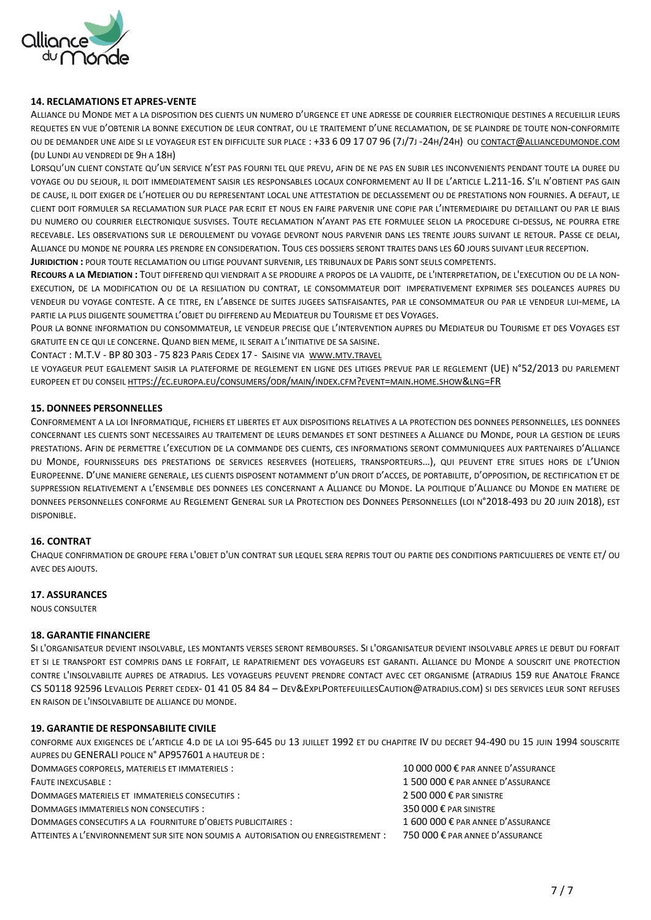## 14. RECLAMATIONS ET APRES-VENTE

ALLIANCE DU MONDE MET A LA DISPOSITION DES CLIENTS UN NUMERO D'URGENCE ET UNE ADRESSE DE COURRIER ELECTRONIQUE DESTINES A RECUEILLIR LEURS REQUETES EN VUE D'OBTENIR LA BONNE EXECUTION DE LEUR CONTRAT, OU LE TRAITEMENT D'UNE RECLAMATION, DE SE PLAINDRE DE TOUTE NON-CONFORMITE OU DE DEMANDER UNE AIDE SI LE VOYAGEUR EST EN DIFFICULTE SUR PLACE : +33 6 09 17 07 96 (7J/7J -24H/24H) OU CONTACT@ALLIANCEDUMONDE.COM (DU LUNDI AU VENDREDI DE 9H A 18H)

LORSQU'UN CLIENT CONSTATE QU'UN SERVICE N'EST PAS FOURNI TEL QUE PREVU, AFIN DE NE PAS EN SUBIR LES INCONVENIENTS PENDANT TOUTE LA DUREE DU VOYAGE OU DU SEJOUR, IL DOIT IMMEDIATEMENT SAISIR LES RESPONSABLES LOCAUX CONFORMEMENT AU II DE L'ARTICLE L.211-16. S'IL N'OBTIENT PAS GAIN DE CAUSE, IL DOIT EXIGER DE L'HOTELIER OU DU REPRESENTANT LOCAL UNE ATTESTATION DE DECLASSEMENT OU DE PRESTATIONS NON FOURNIES. A DEFAUT, LE CLIENT DOIT FORMULER SA RECLAMATION SUR PLACE PAR ECRIT ET NOUS EN FAIRE PARVENIR UNE COPIE PAR L'INTERMEDIAIRE DU DETAILLANT OU PAR LE BIAIS DU NUMERO OU COURRIER ELECTRONIQUE SUSVISES. TOUTE RECLAMATION N'AYANT PAS ETE FORMULEE SELON LA PROCEDURE CI-DESSUS, NE POURRA ETRE RECEVABLE. LES OBSERVATIONS SUR LE DEROULEMENT DU VOYAGE DEVRONT NOUS PARVENIR DANS LES TRENTE JOURS SUIVANT LE RETOUR. PASSE CE DELAI, ALLIANCE DU MONDE NE POURRA LES PRENDRE EN CONSIDERATION. TOUS CES DOSSIERS SERONT TRAITES DANS LES 60 JOURS SUIVANT LEUR RECEPTION.

**JURIDICTION :** POUR TOUTE RECLAMATION OU LITIGE POUVANT SURVENIR, LES TRIBUNAUX DE PARIS SONT SEULS COMPETENTS.

**RECOURS A LA MEDIATION :** TOUT DIFFEREND QUI VIENDRAIT A SE PRODUIRE A PROPOS DE LA VALIDITE, DE L'INTERPRETATION, DE L'EXECUTION OU DE LA NON-EXECUTION, DE LA MODIFICATION OU DE LA RESILIATION DU CONTRAT, LE CONSOMMATEUR DOIT IMPERATIVEMENT EXPRIMER SES DOLEANCES AUPRES DU VENDEUR DU VOYAGE CONTESTE. A CE TITRE, EN L'ABSENCE DE SUITES JUGEES SATISFAISANTES, PAR LE CONSOMMATEUR OU PAR LE VENDEUR LUI-MEME, LA PARTIE LA PLUS DILIGENTE SOUMETTRA L'OBJET DU DIFFEREND AU MEDIATEUR DU TOURISME ET DES VOYAGES.

POUR LA BONNE INFORMATION DU CONSOMMATEUR, LE VENDEUR PRECISE QUE L'INTERVENTION AUPRES DU MEDIATEUR DU TOURISME ET DES VOYAGES EST GRATUITE EN CE QUI LE CONCERNE. QUAND BIEN MEME, IL SERAIT A L'INITIATIVE DE SA SAISINE.

CONTACT : M.T.V - BP 80 303 - 75 823 PARIS CEDEX 17 - SAISINE VIA WWW.MTV.TRAVEL

LE VOYAGEUR PEUT EGALEMENT SAISIR LA PLATEFORME DE REGLEMENT EN LIGNE DES LITIGES PREVUE PAR LE REGLEMENT (UE) N°52/2013 DU PARLEMENT EUROPEEN ET DU CONSEIL HTTPS://EC.EUROPA.EU/CONSUMERS/ODR/MAIN/INDEX.CFM?EVENT=MAIN.HOME.SHOW&LNG=FR

## 15. DONNEES PERSONNELLES

CONFORMEMENT A LA LOI INFORMATIQUE, FICHIERS ET LIBERTES ET AUX DISPOSITIONS RELATIVES A LA PROTECTION DES DONNEES PERSONNELLES, LES DONNEES CONCERNANT LES CLIENTS SONT NECESSAIRES AU TRAITEMENT DE LEURS DEMANDES ET SONT DESTINEES A ALLIANCE DU MONDE, POUR LA GESTION DE LEURS PRESTATIONS. AFIN DE PERMETTRE L'EXECUTION DE LA COMMANDE DES CLIENTS, CES INFORMATIONS SERONT COMMUNIQUEES AUX PARTENAIRES D'ALLIANCE DU MONDE, FOURNISSEURS DES PRESTATIONS DE SERVICES RESERVEES (HOTELIERS, TRANSPORTEURS…), QUI PEUVENT ETRE SITUES HORS DE L'UNION EUROPEENNE. D'UNE MANIERE GENERALE, LES CLIENTS DISPOSENT NOTAMMENT D'UN DROIT D'ACCES, DE PORTABILITE, D'OPPOSITION, DE RECTIFICATION ET DE SUPPRESSION RELATIVEMENT A L'ENSEMBLE DES DONNEES LES CONCERNANT A ALLIANCE DU MONDE. LA POLITIQUE D'ALLIANCE DU MONDE EN MATIERE DE DONNEES PERSONNELLES CONFORME AU REGLEMENT GENERAL SUR LA PROTECTION DES DONNEES PERSONNELLES (LOI N°2018-493 DU 20 JUIN 2018), EST DISPONIBLE.

## 16. CONTRAT

CHAQUE CONFIRMATION DE GROUPE FERA L'OBJET D'UN CONTRAT SUR LEQUEL SERA REPRIS TOUT OU PARTIE DES CONDITIONS PARTICULIERES DE VENTE ET/ OU AVEC DES AJOUTS.

## 17. ASSURANCES

NOUS CONSULTER

## 18. GARANTIE FINANCIERE

SI L'ORGANISATEUR DEVIENT INSOLVABLE, LES MONTANTS VERSES SERONT REMBOURSES. SI L'ORGANISATEUR DEVIENT INSOLVABLE APRES LE DEBUT DU FORFAIT ET SI LE TRANSPORT EST COMPRIS DANS LE FORFAIT, LE RAPATRIEMENT DES VOYAGEURS EST GARANTI. ALLIANCE DU MONDE A SOUSCRIT UNE PROTECTION CONTRE L'INSOLVABILITE AUPRES DE ATRADIUS. LES VOYAGEURS PEUVENT PRENDRE CONTACT AVEC CET ORGANISME (ATRADIUS 159 RUE ANATOLE FRANCE CS 50118 92596 LEVALLOIS PERRET CEDEX- 01 41 05 84 84 – DEV&EXPLPORTEFEUILLESCAUTION@ATRADIUS.COM) SI DES SERVICES LEUR SONT REFUSES EN RAISON DE L'INSOLVABILITE DE ALLIANCE DU MONDE.

## 19. GARANTIE DE RESPONSABILITE CIVILE

CONFORME AUX EXIGENCES DE L'ARTICLE 4.D DE LA LOI 95-645 DU 13 JUILLET 1992 ET DU CHAPITRE IV DU DECRET 94-490 DU 15 JUIN 1994 SOUSCRITE AUPRES DU GENERALI POLICE N° AP957601 A HAUTEUR DE :

| | |
|---|---|
| DOMMAGES CORPORELS, MATERIELS ET IMMATERIELS : | 10 000 000 € PAR ANNEE D'ASSURANCE |
| FAUTE INEXCUSABLE : | 1 500 000 € PAR ANNEE D'ASSURANCE |
| DOMMAGES MATERIELS ET IMMATERIELS CONSECUTIFS : | 2 500 000 € PAR SINISTRE |
| DOMMAGES IMMATERIELS NON CONSECUTIFS : | 350 000 € PAR SINISTRE |
| DOMMAGES CONSECUTIFS A LA FOURNITURE D'OBJETS PUBLICITAIRES : | 1 600 000 € PAR ANNEE D'ASSURANCE |
| ATTEINTES A L'ENVIRONNEMENT SUR SITE NON SOUMIS A AUTORISATION OU ENREGISTREMENT : | 750 000 € PAR ANNEE D'ASSURANCE |